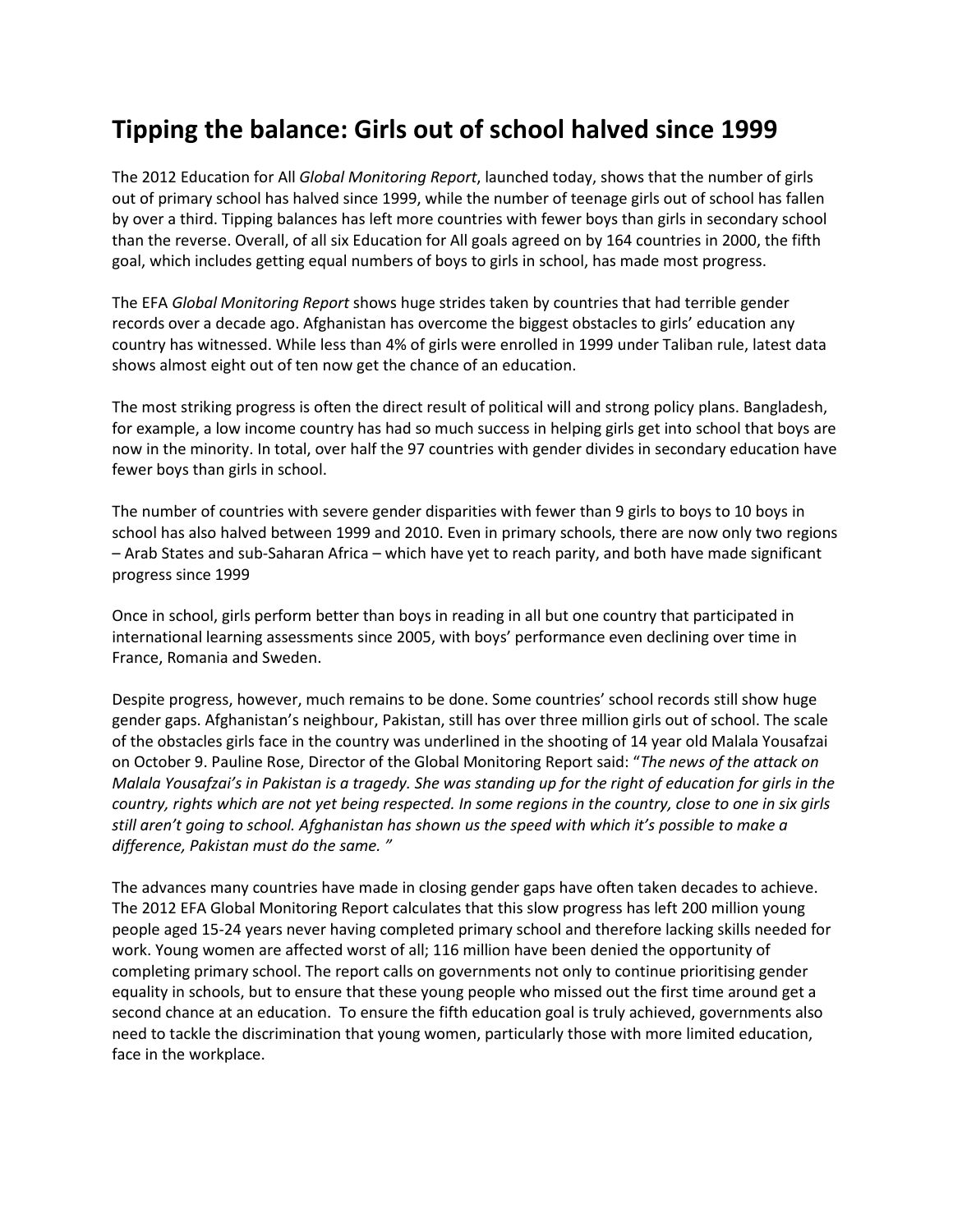# Tipping the balance: Girls out of school halved since 1999

The 2012 Education for All *Global Monitoring Report*, launched today, shows that the number of girls out of primary school has halved since 1999, while the number of teenage girls out of school has fallen by over a third. Tipping balances has left more countries with fewer boys than girls in secondary school than the reverse. Overall, of all six Education for All goals agreed on by 164 countries in 2000, the fifth goal, which includes getting equal numbers of boys to girls in school, has made most progress.

The EFA *Global Monitoring Report* shows huge strides taken by countries that had terrible gender records over a decade ago. Afghanistan has overcome the biggest obstacles to girls' education any country has witnessed. While less than 4% of girls were enrolled in 1999 under Taliban rule, latest data shows almost eight out of ten now get the chance of an education.

The most striking progress is often the direct result of political will and strong policy plans. Bangladesh, for example, a low income country has had so much success in helping girls get into school that boys are now in the minority. In total, over half the 97 countries with gender divides in secondary education have fewer boys than girls in school.

The number of countries with severe gender disparities with fewer than 9 girls to boys to 10 boys in school has also halved between 1999 and 2010. Even in primary schools, there are now only two regions – Arab States and sub-Saharan Africa – which have yet to reach parity, and both have made significant progress since 1999

Once in school, girls perform better than boys in reading in all but one country that participated in international learning assessments since 2005, with boys' performance even declining over time in France, Romania and Sweden.

Despite progress, however, much remains to be done. Some countries' school records still show huge gender gaps. Afghanistan's neighbour, Pakistan, still has over three million girls out of school. The scale of the obstacles girls face in the country was underlined in the shooting of 14 year old Malala Yousafzai on October 9. Pauline Rose, Director of the Global Monitoring Report said: "*The news of the attack on Malala Yousafzai's in Pakistan is a tragedy. She was standing up for the right of education for girls in the country, rights which are not yet being respected. In some regions in the country, close to one in six girls still aren't going to school. Afghanistan has shown us the speed with which it's possible to make a difference, Pakistan must do the same.* "

The advances many countries have made in closing gender gaps have often taken decades to achieve. The 2012 EFA Global Monitoring Report calculates that this slow progress has left 200 million young people aged 15-24 years never having completed primary school and therefore lacking skills needed for work. Young women are affected worst of all; 116 million have been denied the opportunity of completing primary school. The report calls on governments not only to continue prioritising gender equality in schools, but to ensure that these young people who missed out the first time around get a second chance at an education. To ensure the fifth education goal is truly achieved, governments also need to tackle the discrimination that young women, particularly those with more limited education, face in the workplace.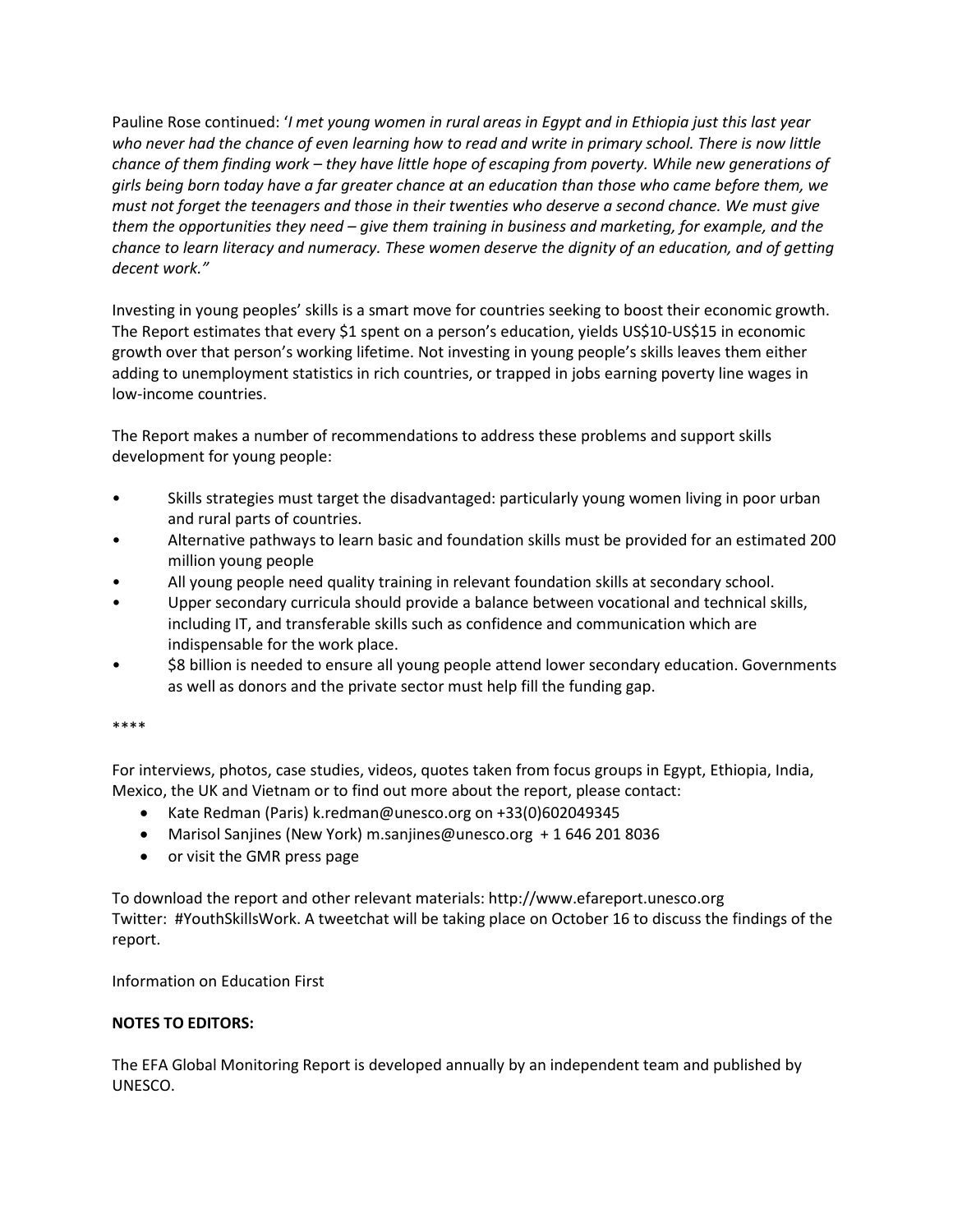Pauline Rose continued: '*I met young women in rural areas in Egypt and in Ethiopia just this last year who never had the chance of even learning how to read and write in primary school. There is now little chance of them finding work – they have little hope of escaping from poverty. While new generations of girls being born today have a far greater chance at an education than those who came before them, we must not forget the teenagers and those in their twenties who deserve a second chance. We must give them the opportunities they need – give them training in business and marketing, for example, and the chance to learn literacy and numeracy. These women deserve the dignity of an education, and of getting decent work."*

Investing in young peoples' skills is a smart move for countries seeking to boost their economic growth. The Report estimates that every $1 spent on a person's education, yields US$10-US$15 in economic growth over that person's working lifetime. Not investing in young people's skills leaves them either adding to unemployment statistics in rich countries, or trapped in jobs earning poverty line wages in low-income countries.

The Report makes a number of recommendations to address these problems and support skills development for young people:

- Skills strategies must target the disadvantaged: particularly young women living in poor urban and rural parts of countries.
- Alternative pathways to learn basic and foundation skills must be provided for an estimated 200 million young people
- All young people need quality training in relevant foundation skills at secondary school.
- Upper secondary curricula should provide a balance between vocational and technical skills, including IT, and transferable skills such as confidence and communication which are indispensable for the work place.
- $8 billion is needed to ensure all young people attend lower secondary education. Governments as well as donors and the private sector must help fill the funding gap.

****

For interviews, photos, case studies, videos, quotes taken from focus groups in Egypt, Ethiopia, India, Mexico, the UK and Vietnam or to find out more about the report, please contact:

- Kate Redman (Paris) k.redman@unesco.org on +33(0)602049345
- Marisol Sanjines (New York) m.sanjines@unesco.org + 1 646 201 8036
- or visit the GMR press page

To download the report and other relevant materials: http://www.efareport.unesco.org
Twitter: #YouthSkillsWork. A tweetchat will be taking place on October 16 to discuss the findings of the report.

Information on Education First

**NOTES TO EDITORS:**

The EFA Global Monitoring Report is developed annually by an independent team and published by UNESCO.